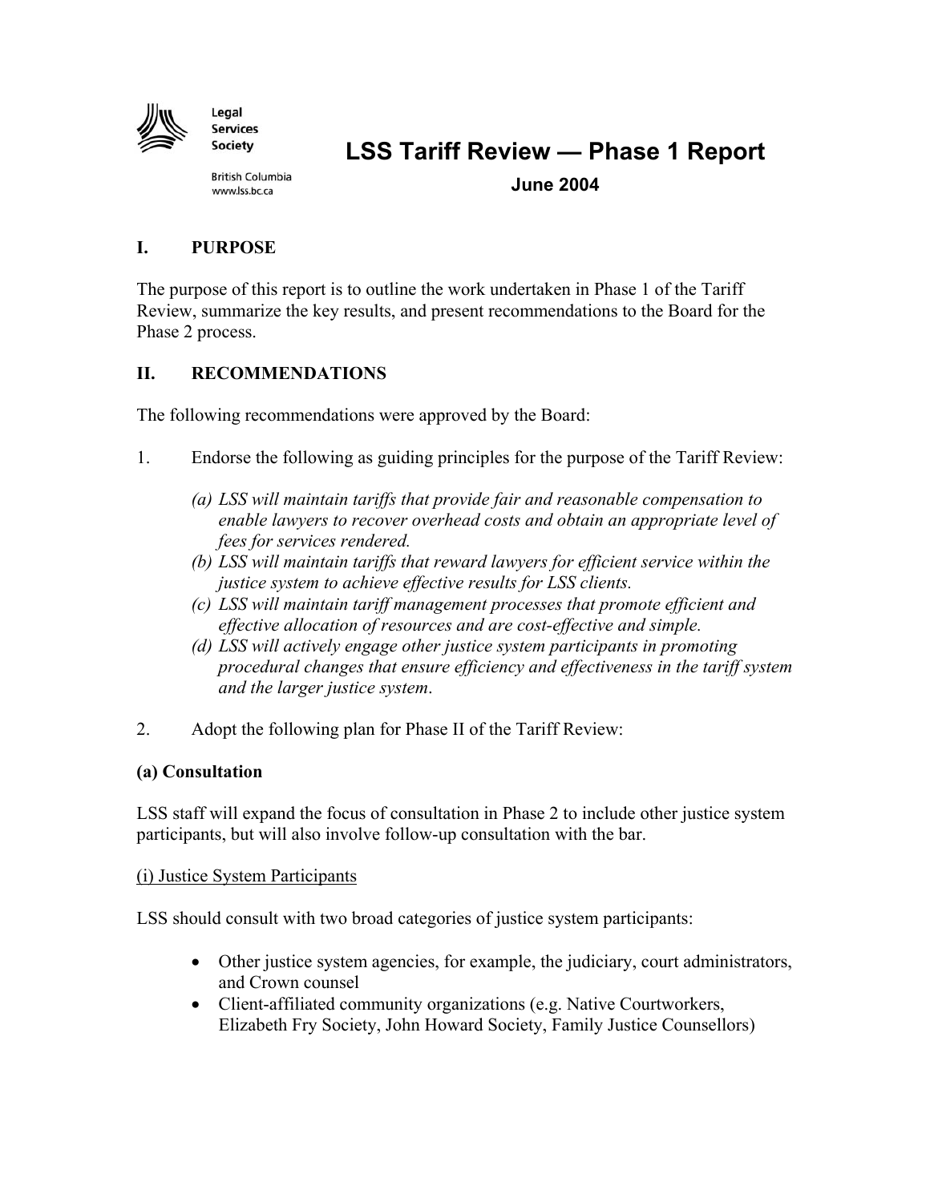Legal Services Society

British Columbia
www.lss.bc.ca

# LSS Tariff Review — Phase 1 Report

**June 2004**

## I. PURPOSE

The purpose of this report is to outline the work undertaken in Phase 1 of the Tariff Review, summarize the key results, and present recommendations to the Board for the Phase 2 process.

## II. RECOMMENDATIONS

The following recommendations were approved by the Board:

1. Endorse the following as guiding principles for the purpose of the Tariff Review:

   *(a) LSS will maintain tariffs that provide fair and reasonable compensation to enable lawyers to recover overhead costs and obtain an appropriate level of fees for services rendered.*
   *(b) LSS will maintain tariffs that reward lawyers for efficient service within the justice system to achieve effective results for LSS clients.*
   *(c) LSS will maintain tariff management processes that promote efficient and effective allocation of resources and are cost-effective and simple.*
   *(d) LSS will actively engage other justice system participants in promoting procedural changes that ensure efficiency and effectiveness in the tariff system and the larger justice system.*

2. Adopt the following plan for Phase II of the Tariff Review:

**(a) Consultation**

LSS staff will expand the focus of consultation in Phase 2 to include other justice system participants, but will also involve follow-up consultation with the bar.

(i) Justice System Participants

LSS should consult with two broad categories of justice system participants:

- Other justice system agencies, for example, the judiciary, court administrators, and Crown counsel
- Client-affiliated community organizations (e.g. Native Courtworkers, Elizabeth Fry Society, John Howard Society, Family Justice Counsellors)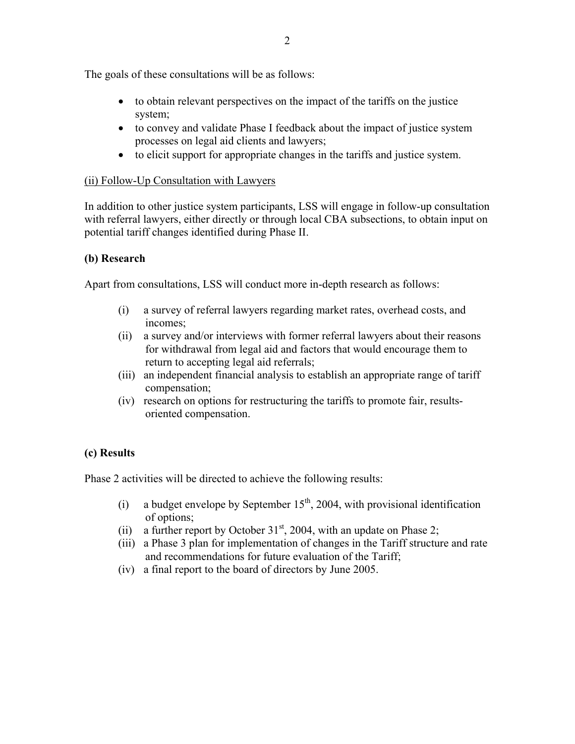The goals of these consultations will be as follows:

- to obtain relevant perspectives on the impact of the tariffs on the justice system;
- to convey and validate Phase I feedback about the impact of justice system processes on legal aid clients and lawyers;
- to elicit support for appropriate changes in the tariffs and justice system.

<u>(ii) Follow-Up Consultation with Lawyers</u>

In addition to other justice system participants, LSS will engage in follow-up consultation with referral lawyers, either directly or through local CBA subsections, to obtain input on potential tariff changes identified during Phase II.

**(b) Research**

Apart from consultations, LSS will conduct more in-depth research as follows:

(i) a survey of referral lawyers regarding market rates, overhead costs, and incomes;
(ii) a survey and/or interviews with former referral lawyers about their reasons for withdrawal from legal aid and factors that would encourage them to return to accepting legal aid referrals;
(iii) an independent financial analysis to establish an appropriate range of tariff compensation;
(iv) research on options for restructuring the tariffs to promote fair, results-oriented compensation.

**(c) Results**

Phase 2 activities will be directed to achieve the following results:

(i) a budget envelope by September 15th, 2004, with provisional identification of options;
(ii) a further report by October 31st, 2004, with an update on Phase 2;
(iii) a Phase 3 plan for implementation of changes in the Tariff structure and rate and recommendations for future evaluation of the Tariff;
(iv) a final report to the board of directors by June 2005.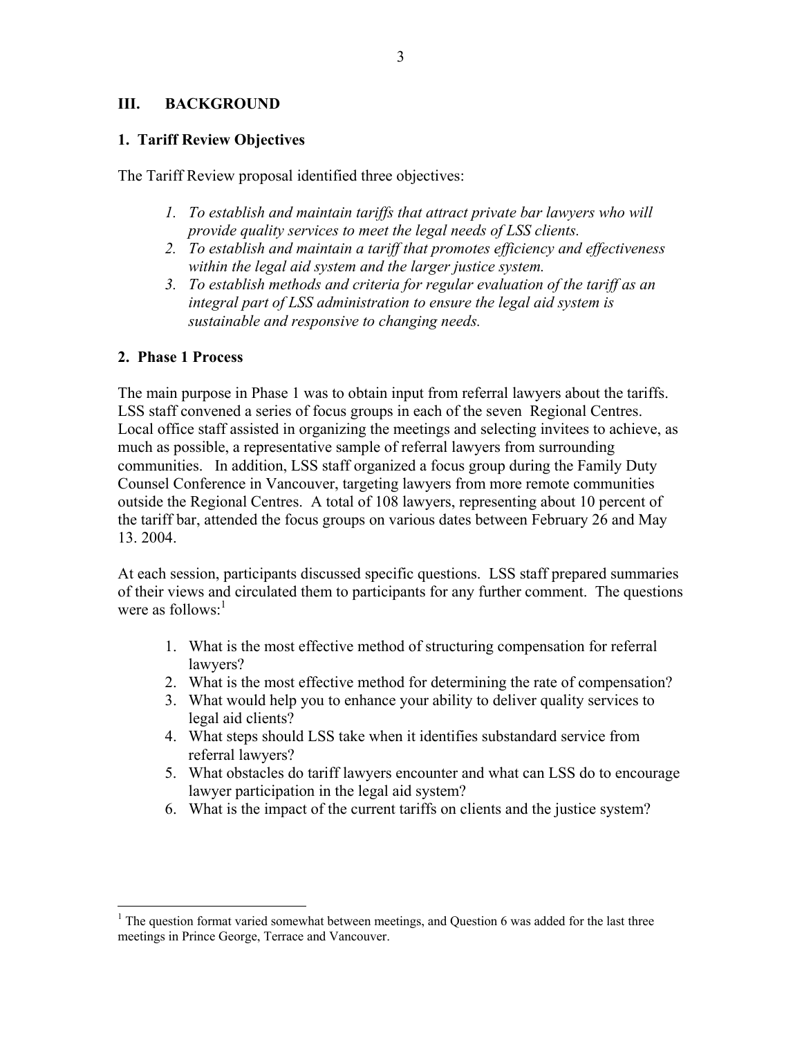## III. BACKGROUND

### 1. Tariff Review Objectives

The Tariff Review proposal identified three objectives:

1. *To establish and maintain tariffs that attract private bar lawyers who will provide quality services to meet the legal needs of LSS clients.*
2. *To establish and maintain a tariff that promotes efficiency and effectiveness within the legal aid system and the larger justice system.*
3. *To establish methods and criteria for regular evaluation of the tariff as an integral part of LSS administration to ensure the legal aid system is sustainable and responsive to changing needs.*

### 2. Phase 1 Process

The main purpose in Phase 1 was to obtain input from referral lawyers about the tariffs. LSS staff convened a series of focus groups in each of the seven Regional Centres. Local office staff assisted in organizing the meetings and selecting invitees to achieve, as much as possible, a representative sample of referral lawyers from surrounding communities. In addition, LSS staff organized a focus group during the Family Duty Counsel Conference in Vancouver, targeting lawyers from more remote communities outside the Regional Centres. A total of 108 lawyers, representing about 10 percent of the tariff bar, attended the focus groups on various dates between February 26 and May 13. 2004.

At each session, participants discussed specific questions. LSS staff prepared summaries of their views and circulated them to participants for any further comment. The questions were as follows:[1]

1. What is the most effective method of structuring compensation for referral lawyers?
2. What is the most effective method for determining the rate of compensation?
3. What would help you to enhance your ability to deliver quality services to legal aid clients?
4. What steps should LSS take when it identifies substandard service from referral lawyers?
5. What obstacles do tariff lawyers encounter and what can LSS do to encourage lawyer participation in the legal aid system?
6. What is the impact of the current tariffs on clients and the justice system?

---

[1] The question format varied somewhat between meetings, and Question 6 was added for the last three meetings in Prince George, Terrace and Vancouver.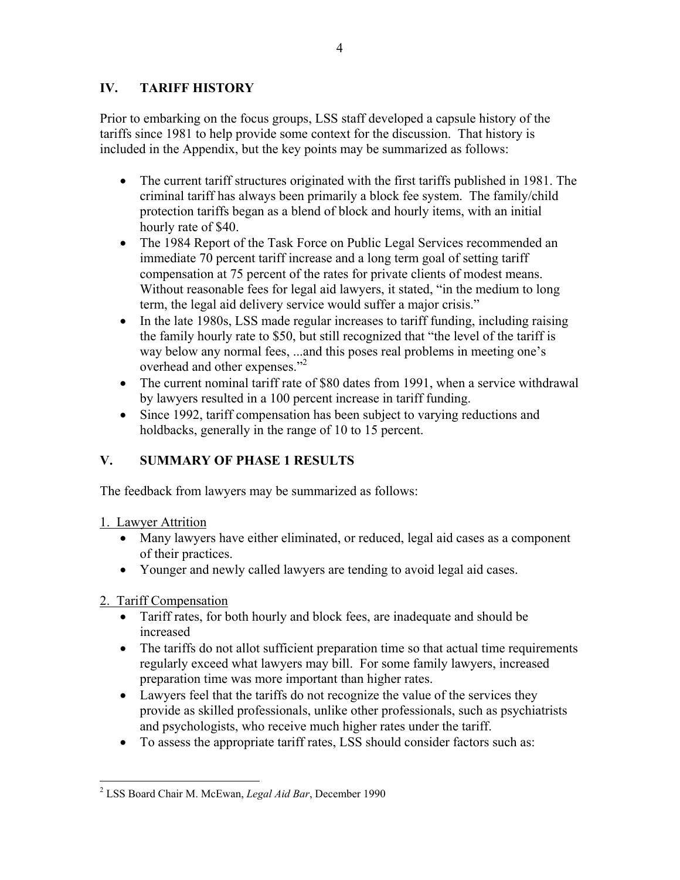## IV. TARIFF HISTORY

Prior to embarking on the focus groups, LSS staff developed a capsule history of the tariffs since 1981 to help provide some context for the discussion. That history is included in the Appendix, but the key points may be summarized as follows:

- The current tariff structures originated with the first tariffs published in 1981. The criminal tariff has always been primarily a block fee system. The family/child protection tariffs began as a blend of block and hourly items, with an initial hourly rate of $40.
- The 1984 Report of the Task Force on Public Legal Services recommended an immediate 70 percent tariff increase and a long term goal of setting tariff compensation at 75 percent of the rates for private clients of modest means. Without reasonable fees for legal aid lawyers, it stated, "in the medium to long term, the legal aid delivery service would suffer a major crisis."
- In the late 1980s, LSS made regular increases to tariff funding, including raising the family hourly rate to $50, but still recognized that "the level of the tariff is way below any normal fees, ...and this poses real problems in meeting one's overhead and other expenses."[2]
- The current nominal tariff rate of $80 dates from 1991, when a service withdrawal by lawyers resulted in a 100 percent increase in tariff funding.
- Since 1992, tariff compensation has been subject to varying reductions and holdbacks, generally in the range of 10 to 15 percent.

## V. SUMMARY OF PHASE 1 RESULTS

The feedback from lawyers may be summarized as follows:

1. Lawyer Attrition
    - Many lawyers have either eliminated, or reduced, legal aid cases as a component of their practices.
    - Younger and newly called lawyers are tending to avoid legal aid cases.

2. Tariff Compensation
    - Tariff rates, for both hourly and block fees, are inadequate and should be increased
    - The tariffs do not allot sufficient preparation time so that actual time requirements regularly exceed what lawyers may bill. For some family lawyers, increased preparation time was more important than higher rates.
    - Lawyers feel that the tariffs do not recognize the value of the services they provide as skilled professionals, unlike other professionals, such as psychiatrists and psychologists, who receive much higher rates under the tariff.
    - To assess the appropriate tariff rates, LSS should consider factors such as:

---

[2] LSS Board Chair M. McEwan, *Legal Aid Bar*, December 1990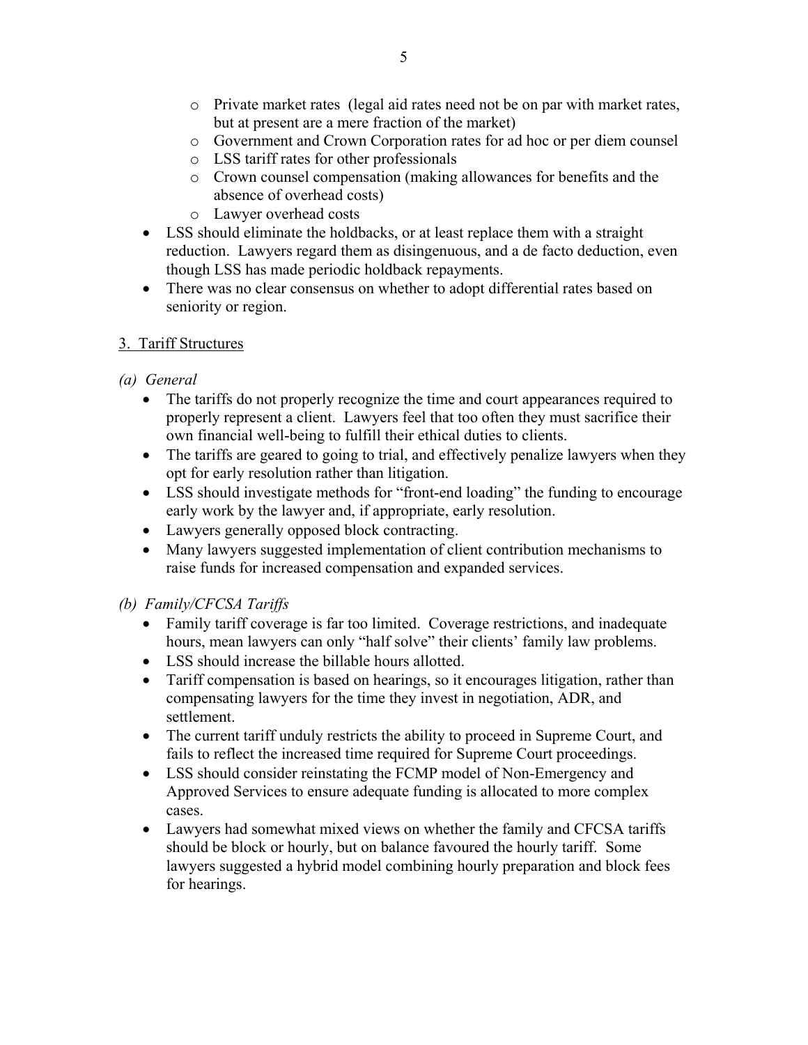- Private market rates (legal aid rates need not be on par with market rates, but at present are a mere fraction of the market)
  - Government and Crown Corporation rates for ad hoc or per diem counsel
  - LSS tariff rates for other professionals
  - Crown counsel compensation (making allowances for benefits and the absence of overhead costs)
  - Lawyer overhead costs
- LSS should eliminate the holdbacks, or at least replace them with a straight reduction. Lawyers regard them as disingenuous, and a de facto deduction, even though LSS has made periodic holdback repayments.
- There was no clear consensus on whether to adopt differential rates based on seniority or region.

## 3. Tariff Structures

### *(a) General*

- The tariffs do not properly recognize the time and court appearances required to properly represent a client. Lawyers feel that too often they must sacrifice their own financial well-being to fulfill their ethical duties to clients.
- The tariffs are geared to going to trial, and effectively penalize lawyers when they opt for early resolution rather than litigation.
- LSS should investigate methods for "front-end loading" the funding to encourage early work by the lawyer and, if appropriate, early resolution.
- Lawyers generally opposed block contracting.
- Many lawyers suggested implementation of client contribution mechanisms to raise funds for increased compensation and expanded services.

### *(b) Family/CFCSA Tariffs*

- Family tariff coverage is far too limited. Coverage restrictions, and inadequate hours, mean lawyers can only "half solve" their clients' family law problems.
- LSS should increase the billable hours allotted.
- Tariff compensation is based on hearings, so it encourages litigation, rather than compensating lawyers for the time they invest in negotiation, ADR, and settlement.
- The current tariff unduly restricts the ability to proceed in Supreme Court, and fails to reflect the increased time required for Supreme Court proceedings.
- LSS should consider reinstating the FCMP model of Non-Emergency and Approved Services to ensure adequate funding is allocated to more complex cases.
- Lawyers had somewhat mixed views on whether the family and CFCSA tariffs should be block or hourly, but on balance favoured the hourly tariff. Some lawyers suggested a hybrid model combining hourly preparation and block fees for hearings.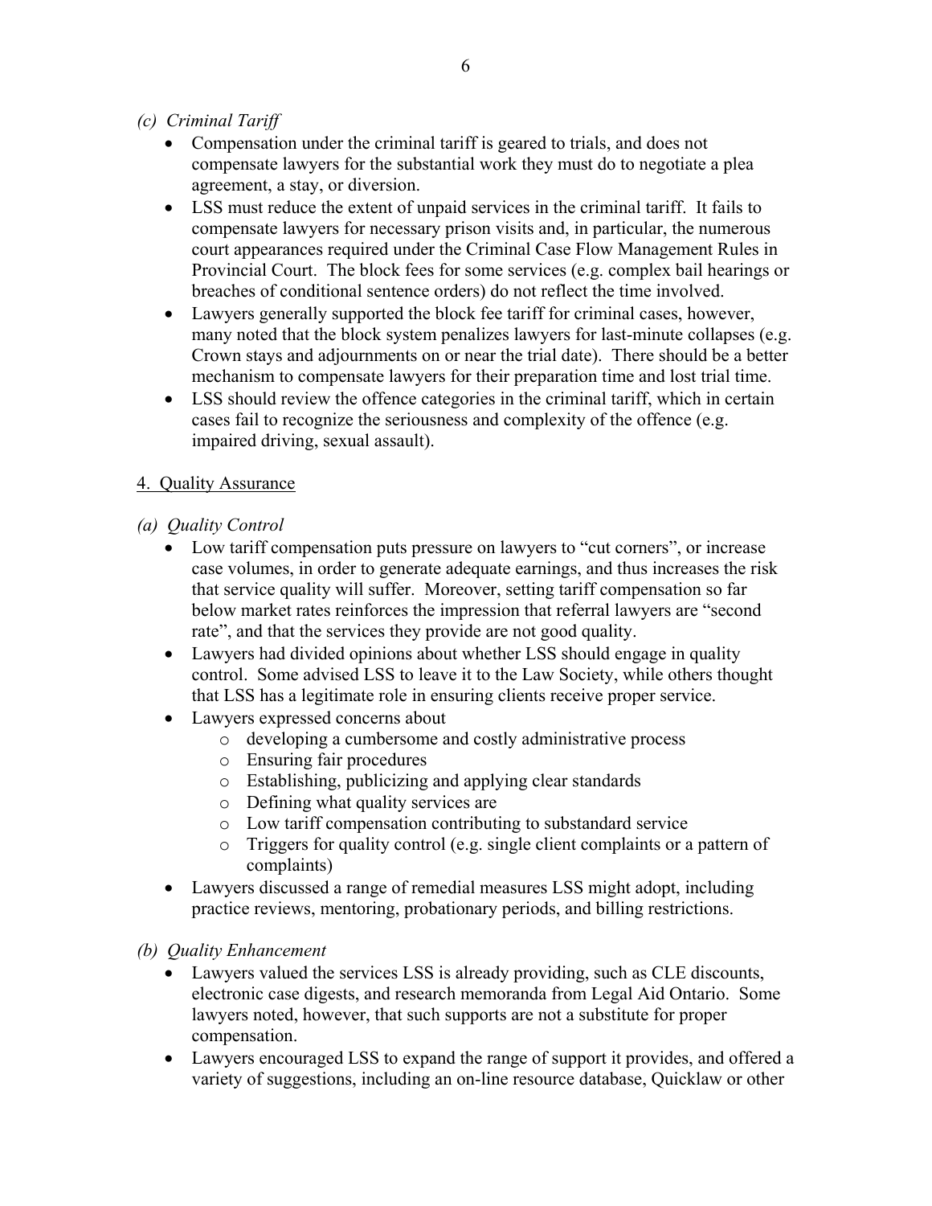*(c) Criminal Tariff*

- Compensation under the criminal tariff is geared to trials, and does not compensate lawyers for the substantial work they must do to negotiate a plea agreement, a stay, or diversion.
- LSS must reduce the extent of unpaid services in the criminal tariff. It fails to compensate lawyers for necessary prison visits and, in particular, the numerous court appearances required under the Criminal Case Flow Management Rules in Provincial Court. The block fees for some services (e.g. complex bail hearings or breaches of conditional sentence orders) do not reflect the time involved.
- Lawyers generally supported the block fee tariff for criminal cases, however, many noted that the block system penalizes lawyers for last-minute collapses (e.g. Crown stays and adjournments on or near the trial date). There should be a better mechanism to compensate lawyers for their preparation time and lost trial time.
- LSS should review the offence categories in the criminal tariff, which in certain cases fail to recognize the seriousness and complexity of the offence (e.g. impaired driving, sexual assault).

## 4. Quality Assurance

*(a) Quality Control*

- Low tariff compensation puts pressure on lawyers to "cut corners", or increase case volumes, in order to generate adequate earnings, and thus increases the risk that service quality will suffer. Moreover, setting tariff compensation so far below market rates reinforces the impression that referral lawyers are "second rate", and that the services they provide are not good quality.
- Lawyers had divided opinions about whether LSS should engage in quality control. Some advised LSS to leave it to the Law Society, while others thought that LSS has a legitimate role in ensuring clients receive proper service.
- Lawyers expressed concerns about
  - developing a cumbersome and costly administrative process
  - Ensuring fair procedures
  - Establishing, publicizing and applying clear standards
  - Defining what quality services are
  - Low tariff compensation contributing to substandard service
  - Triggers for quality control (e.g. single client complaints or a pattern of complaints)
- Lawyers discussed a range of remedial measures LSS might adopt, including practice reviews, mentoring, probationary periods, and billing restrictions.

*(b) Quality Enhancement*

- Lawyers valued the services LSS is already providing, such as CLE discounts, electronic case digests, and research memoranda from Legal Aid Ontario. Some lawyers noted, however, that such supports are not a substitute for proper compensation.
- Lawyers encouraged LSS to expand the range of support it provides, and offered a variety of suggestions, including an on-line resource database, Quicklaw or other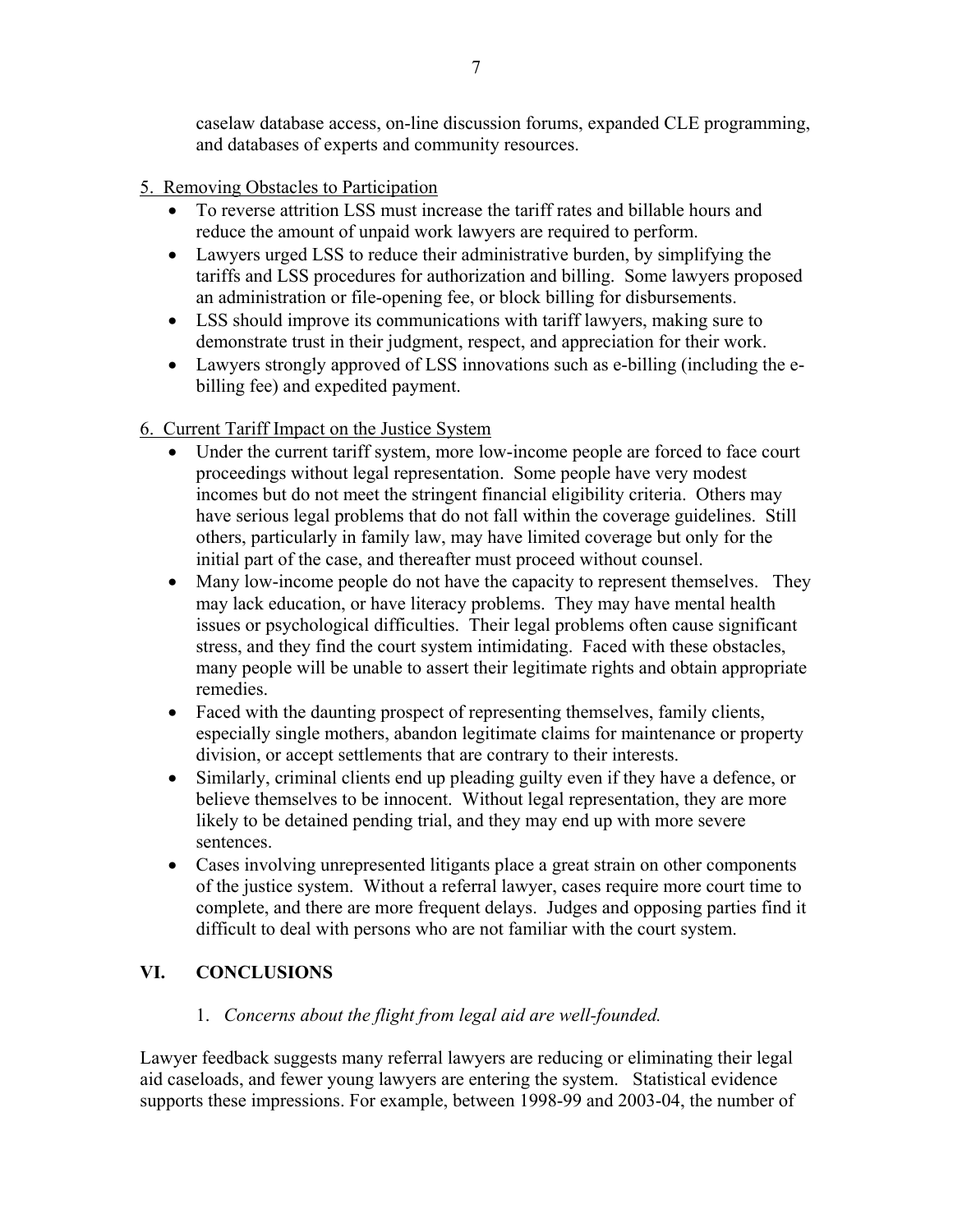caselaw database access, on-line discussion forums, expanded CLE programming, and databases of experts and community resources.

5. Removing Obstacles to Participation

- To reverse attrition LSS must increase the tariff rates and billable hours and reduce the amount of unpaid work lawyers are required to perform.
- Lawyers urged LSS to reduce their administrative burden, by simplifying the tariffs and LSS procedures for authorization and billing. Some lawyers proposed an administration or file-opening fee, or block billing for disbursements.
- LSS should improve its communications with tariff lawyers, making sure to demonstrate trust in their judgment, respect, and appreciation for their work.
- Lawyers strongly approved of LSS innovations such as e-billing (including the e-billing fee) and expedited payment.

6. Current Tariff Impact on the Justice System

- Under the current tariff system, more low-income people are forced to face court proceedings without legal representation. Some people have very modest incomes but do not meet the stringent financial eligibility criteria. Others may have serious legal problems that do not fall within the coverage guidelines. Still others, particularly in family law, may have limited coverage but only for the initial part of the case, and thereafter must proceed without counsel.
- Many low-income people do not have the capacity to represent themselves. They may lack education, or have literacy problems. They may have mental health issues or psychological difficulties. Their legal problems often cause significant stress, and they find the court system intimidating. Faced with these obstacles, many people will be unable to assert their legitimate rights and obtain appropriate remedies.
- Faced with the daunting prospect of representing themselves, family clients, especially single mothers, abandon legitimate claims for maintenance or property division, or accept settlements that are contrary to their interests.
- Similarly, criminal clients end up pleading guilty even if they have a defence, or believe themselves to be innocent. Without legal representation, they are more likely to be detained pending trial, and they may end up with more severe sentences.
- Cases involving unrepresented litigants place a great strain on other components of the justice system. Without a referral lawyer, cases require more court time to complete, and there are more frequent delays. Judges and opposing parties find it difficult to deal with persons who are not familiar with the court system.

## VI. CONCLUSIONS

1. *Concerns about the flight from legal aid are well-founded.*

Lawyer feedback suggests many referral lawyers are reducing or eliminating their legal aid caseloads, and fewer young lawyers are entering the system. Statistical evidence supports these impressions. For example, between 1998-99 and 2003-04, the number of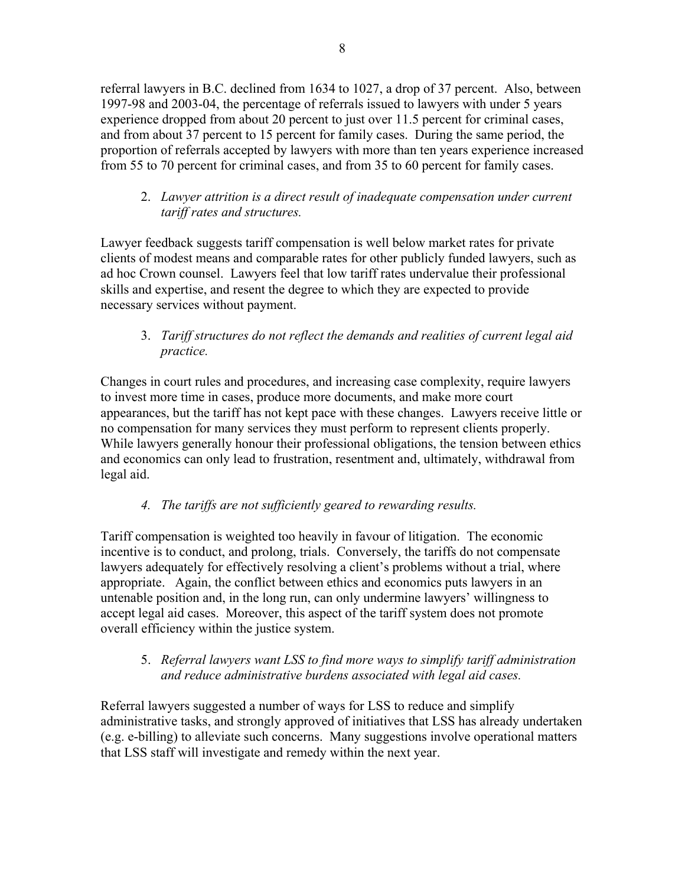referral lawyers in B.C. declined from 1634 to 1027, a drop of 37 percent. Also, between 1997-98 and 2003-04, the percentage of referrals issued to lawyers with under 5 years experience dropped from about 20 percent to just over 11.5 percent for criminal cases, and from about 37 percent to 15 percent for family cases. During the same period, the proportion of referrals accepted by lawyers with more than ten years experience increased from 55 to 70 percent for criminal cases, and from 35 to 60 percent for family cases.

2. *Lawyer attrition is a direct result of inadequate compensation under current tariff rates and structures.*

Lawyer feedback suggests tariff compensation is well below market rates for private clients of modest means and comparable rates for other publicly funded lawyers, such as ad hoc Crown counsel. Lawyers feel that low tariff rates undervalue their professional skills and expertise, and resent the degree to which they are expected to provide necessary services without payment.

3. *Tariff structures do not reflect the demands and realities of current legal aid practice.*

Changes in court rules and procedures, and increasing case complexity, require lawyers to invest more time in cases, produce more documents, and make more court appearances, but the tariff has not kept pace with these changes. Lawyers receive little or no compensation for many services they must perform to represent clients properly. While lawyers generally honour their professional obligations, the tension between ethics and economics can only lead to frustration, resentment and, ultimately, withdrawal from legal aid.

4. *The tariffs are not sufficiently geared to rewarding results.*

Tariff compensation is weighted too heavily in favour of litigation. The economic incentive is to conduct, and prolong, trials. Conversely, the tariffs do not compensate lawyers adequately for effectively resolving a client's problems without a trial, where appropriate. Again, the conflict between ethics and economics puts lawyers in an untenable position and, in the long run, can only undermine lawyers' willingness to accept legal aid cases. Moreover, this aspect of the tariff system does not promote overall efficiency within the justice system.

5. *Referral lawyers want LSS to find more ways to simplify tariff administration and reduce administrative burdens associated with legal aid cases.*

Referral lawyers suggested a number of ways for LSS to reduce and simplify administrative tasks, and strongly approved of initiatives that LSS has already undertaken (e.g. e-billing) to alleviate such concerns. Many suggestions involve operational matters that LSS staff will investigate and remedy within the next year.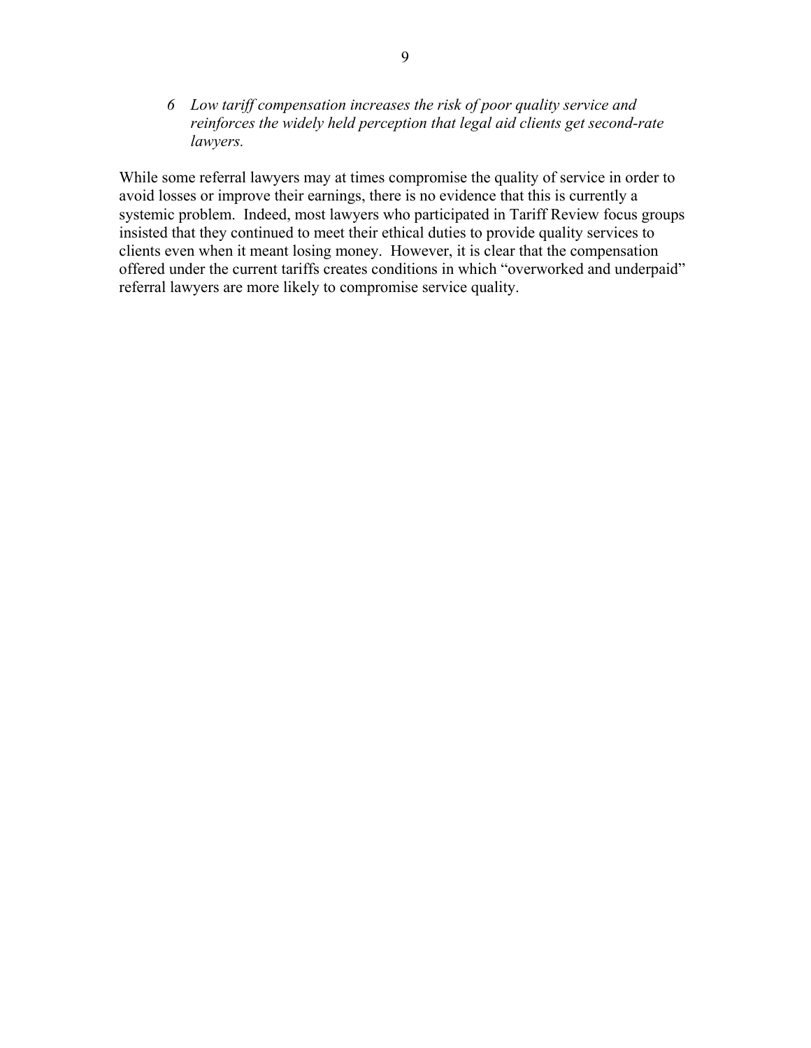*6 Low tariff compensation increases the risk of poor quality service and reinforces the widely held perception that legal aid clients get second-rate lawyers.*

While some referral lawyers may at times compromise the quality of service in order to avoid losses or improve their earnings, there is no evidence that this is currently a systemic problem. Indeed, most lawyers who participated in Tariff Review focus groups insisted that they continued to meet their ethical duties to provide quality services to clients even when it meant losing money. However, it is clear that the compensation offered under the current tariffs creates conditions in which "overworked and underpaid" referral lawyers are more likely to compromise service quality.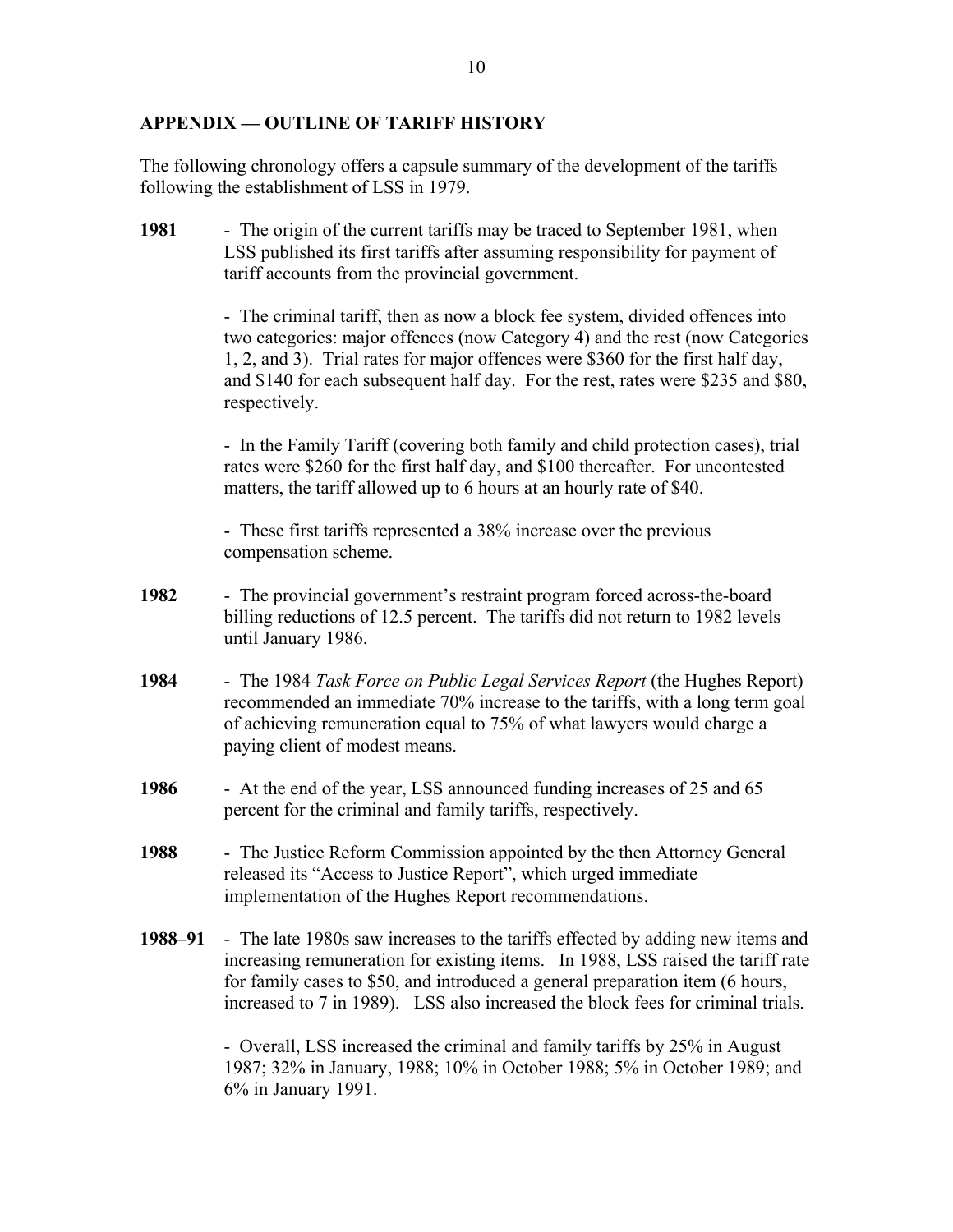## APPENDIX — OUTLINE OF TARIFF HISTORY

The following chronology offers a capsule summary of the development of the tariffs following the establishment of LSS in 1979.

**1981** - The origin of the current tariffs may be traced to September 1981, when LSS published its first tariffs after assuming responsibility for payment of tariff accounts from the provincial government.

- The criminal tariff, then as now a block fee system, divided offences into two categories: major offences (now Category 4) and the rest (now Categories 1, 2, and 3). Trial rates for major offences were $360 for the first half day, and $140 for each subsequent half day. For the rest, rates were $235 and $80, respectively.

- In the Family Tariff (covering both family and child protection cases), trial rates were $260 for the first half day, and $100 thereafter. For uncontested matters, the tariff allowed up to 6 hours at an hourly rate of $40.

- These first tariffs represented a 38% increase over the previous compensation scheme.

**1982** - The provincial government's restraint program forced across-the-board billing reductions of 12.5 percent. The tariffs did not return to 1982 levels until January 1986.

**1984** - The 1984 *Task Force on Public Legal Services Report* (the Hughes Report) recommended an immediate 70% increase to the tariffs, with a long term goal of achieving remuneration equal to 75% of what lawyers would charge a paying client of modest means.

**1986** - At the end of the year, LSS announced funding increases of 25 and 65 percent for the criminal and family tariffs, respectively.

**1988** - The Justice Reform Commission appointed by the then Attorney General released its "Access to Justice Report", which urged immediate implementation of the Hughes Report recommendations.

**1988–91** - The late 1980s saw increases to the tariffs effected by adding new items and increasing remuneration for existing items. In 1988, LSS raised the tariff rate for family cases to $50, and introduced a general preparation item (6 hours, increased to 7 in 1989). LSS also increased the block fees for criminal trials.

- Overall, LSS increased the criminal and family tariffs by 25% in August 1987; 32% in January, 1988; 10% in October 1988; 5% in October 1989; and 6% in January 1991.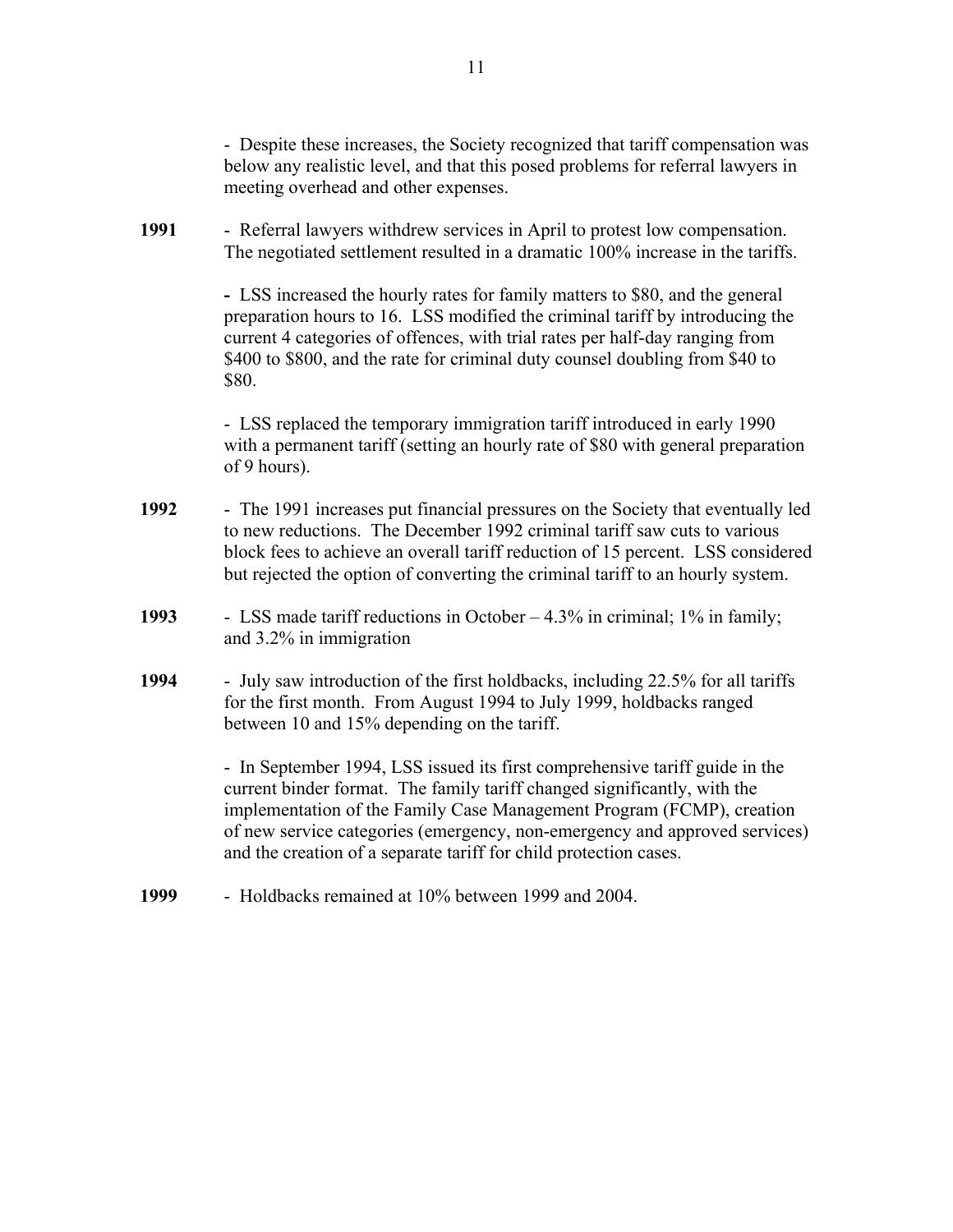- Despite these increases, the Society recognized that tariff compensation was below any realistic level, and that this posed problems for referral lawyers in meeting overhead and other expenses.

**1991** - Referral lawyers withdrew services in April to protest low compensation. The negotiated settlement resulted in a dramatic 100% increase in the tariffs.

- LSS increased the hourly rates for family matters to $80, and the general preparation hours to 16. LSS modified the criminal tariff by introducing the current 4 categories of offences, with trial rates per half-day ranging from $400 to $800, and the rate for criminal duty counsel doubling from $40 to $80.

- LSS replaced the temporary immigration tariff introduced in early 1990 with a permanent tariff (setting an hourly rate of $80 with general preparation of 9 hours).

**1992** - The 1991 increases put financial pressures on the Society that eventually led to new reductions. The December 1992 criminal tariff saw cuts to various block fees to achieve an overall tariff reduction of 15 percent. LSS considered but rejected the option of converting the criminal tariff to an hourly system.

**1993** - LSS made tariff reductions in October – 4.3% in criminal; 1% in family; and 3.2% in immigration

**1994** - July saw introduction of the first holdbacks, including 22.5% for all tariffs for the first month. From August 1994 to July 1999, holdbacks ranged between 10 and 15% depending on the tariff.

- In September 1994, LSS issued its first comprehensive tariff guide in the current binder format. The family tariff changed significantly, with the implementation of the Family Case Management Program (FCMP), creation of new service categories (emergency, non-emergency and approved services) and the creation of a separate tariff for child protection cases.

**1999** - Holdbacks remained at 10% between 1999 and 2004.